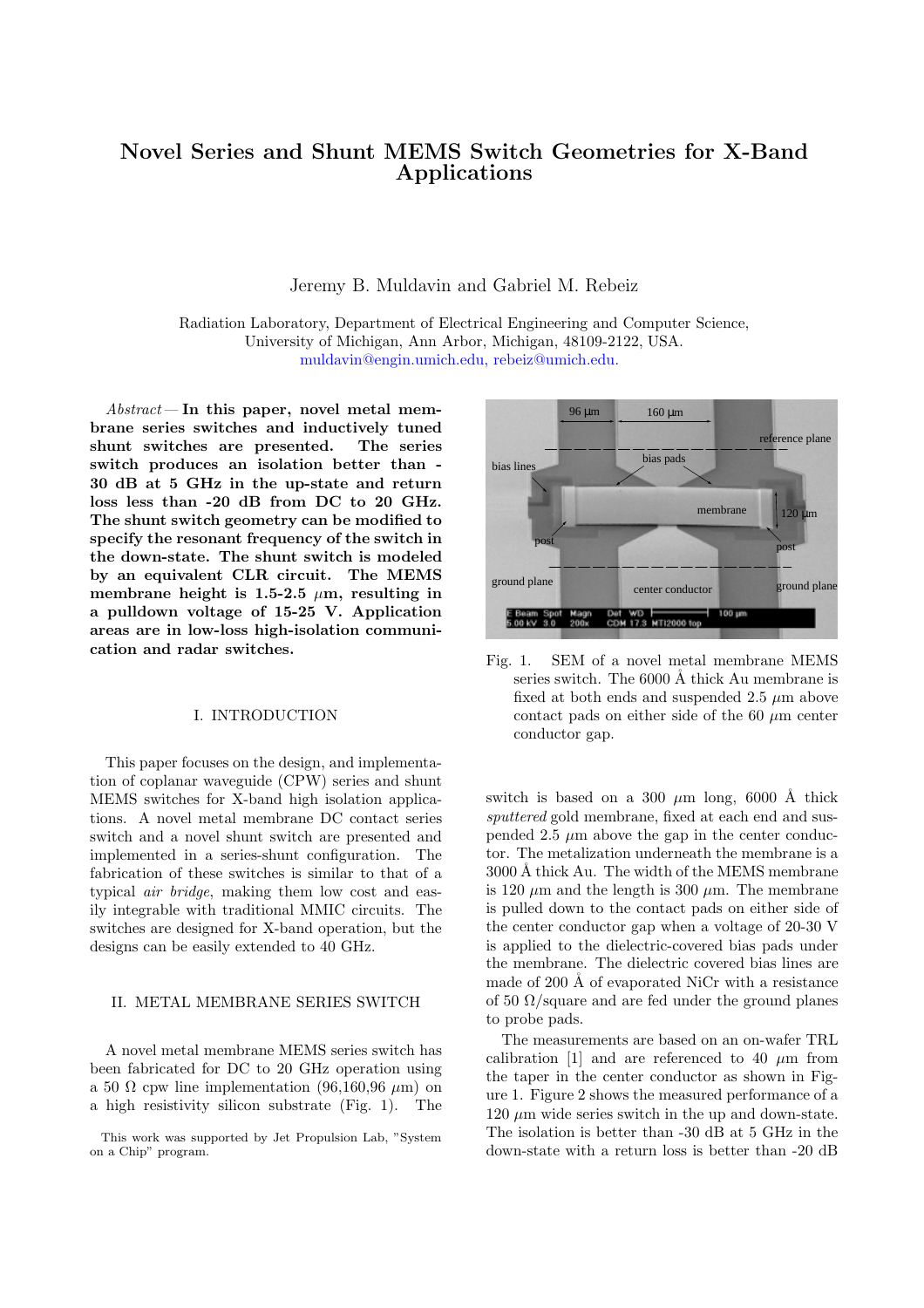# Novel Series and Shunt MEMS Switch Geometries for X-Band Applications

Jeremy B. Muldavin and Gabriel M. Rebeiz

Radiation Laboratory, Department of Electrical Engineering and Computer Science,
University of Michigan, Ann Arbor, Michigan, 48109-2122, USA.
muldavin@engin.umich.edu, rebeiz@umich.edu.

*Abstract*— **In this paper, novel metal membrane series switches and inductively tuned shunt switches are presented. The series switch produces an isolation better than -30 dB at 5 GHz in the up-state and return loss less than -20 dB from DC to 20 GHz. The shunt switch geometry can be modified to specify the resonant frequency of the switch in the down-state. The shunt switch is modeled by an equivalent CLR circuit. The MEMS membrane height is 1.5-2.5 $\mu$m, resulting in a pulldown voltage of 15-25 V. Application areas are in low-loss high-isolation communication and radar switches.**

## I. INTRODUCTION

This paper focuses on the design, and implementation of coplanar waveguide (CPW) series and shunt MEMS switches for X-band high isolation applications. A novel metal membrane DC contact series switch and a novel shunt switch are presented and implemented in a series-shunt configuration. The fabrication of these switches is similar to that of a typical *air bridge*, making them low cost and easily integrable with traditional MMIC circuits. The switches are designed for X-band operation, but the designs can be easily extended to 40 GHz.

## II. METAL MEMBRANE SERIES SWITCH

A novel metal membrane MEMS series switch has been fabricated for DC to 20 GHz operation using a 50 Ω cpw line implementation (96,160,96 $\mu$m) on a high resistivity silicon substrate (Fig. 1). The switch is based on a 300 $\mu$m long, 6000 Å thick *sputtered* gold membrane, fixed at each end and suspended 2.5 $\mu$m above the gap in the center conductor. The metalization underneath the membrane is a 3000 Å thick Au. The width of the MEMS membrane is 120 $\mu$m and the length is 300 $\mu$m. The membrane is pulled down to the contact pads on either side of the center conductor gap when a voltage of 20-30 V is applied to the dielectric-covered bias pads under the membrane. The dielectric covered bias lines are made of 200 Å of evaporated NiCr with a resistance of 50 Ω/square and are fed under the ground planes to probe pads.

Fig. 1. SEM of a novel metal membrane MEMS series switch. The 6000 Å thick Au membrane is fixed at both ends and suspended 2.5 $\mu$m above contact pads on either side of the 60 $\mu$m center conductor gap.

The measurements are based on an on-wafer TRL calibration [1] and are referenced to 40 $\mu$m from the taper in the center conductor as shown in Figure 1. Figure 2 shows the measured performance of a 120 $\mu$m wide series switch in the up and down-state. The isolation is better than -30 dB at 5 GHz in the down-state with a return loss is better than -20 dB

This work was supported by Jet Propulsion Lab, "System on a Chip" program.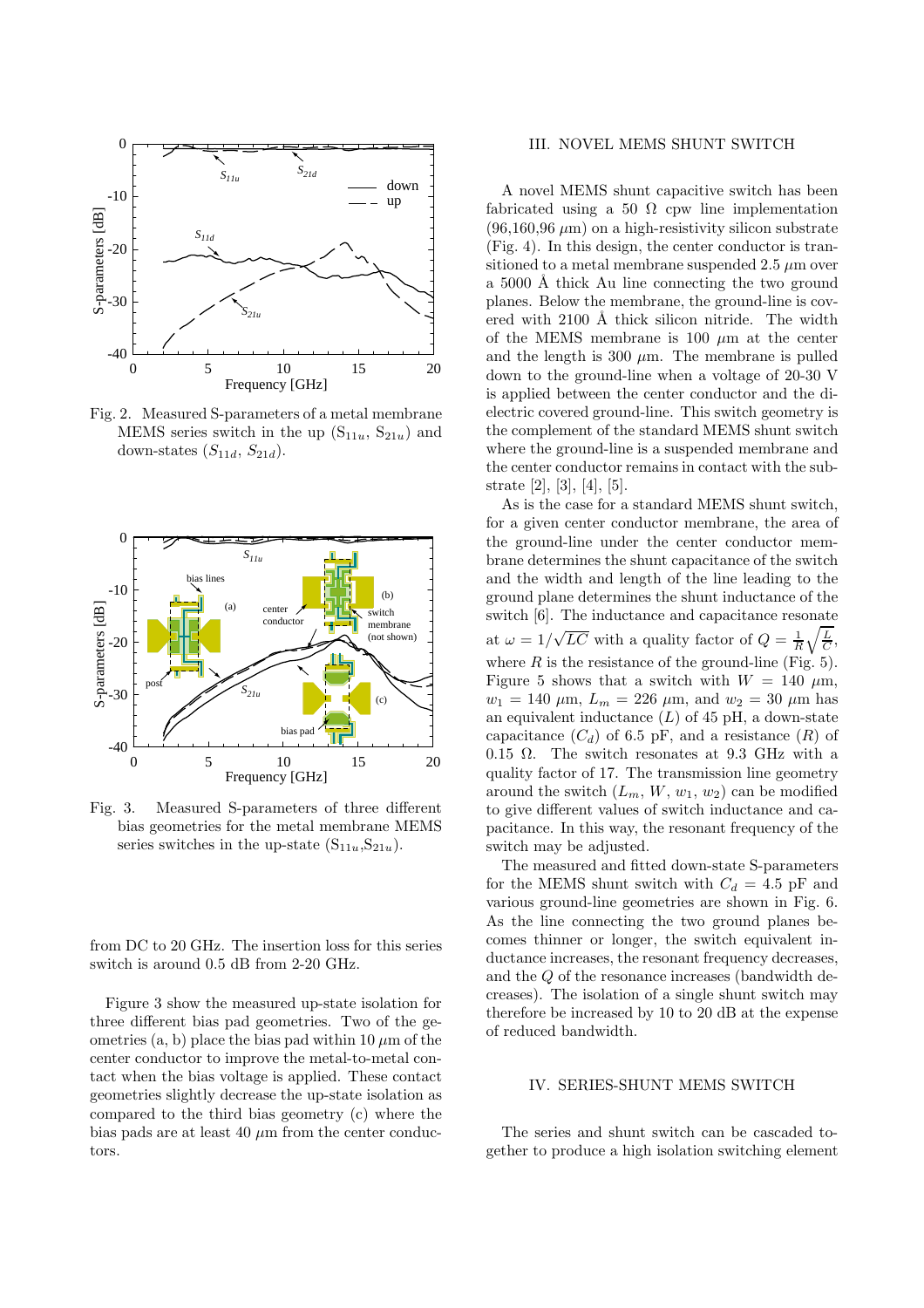Fig. 2. Measured S-parameters of a metal membrane MEMS series switch in the up ($S_{11u}$, $S_{21u}$) and down-states ($S_{11d}$, $S_{21d}$).

Fig. 3. Measured S-parameters of three different bias geometries for the metal membrane MEMS series switches in the up-state ($S_{11u}$,$S_{21u}$).

from DC to 20 GHz. The insertion loss for this series switch is around 0.5 dB from 2-20 GHz.

Figure 3 show the measured up-state isolation for three different bias pad geometries. Two of the geometries (a, b) place the bias pad within 10 $\mu$m of the center conductor to improve the metal-to-metal contact when the bias voltage is applied. These contact geometries slightly decrease the up-state isolation as compared to the third bias geometry (c) where the bias pads are at least 40 $\mu$m from the center conductors.

## III. NOVEL MEMS SHUNT SWITCH

A novel MEMS shunt capacitive switch has been fabricated using a 50 Ω cpw line implementation (96,160,96 $\mu$m) on a high-resistivity silicon substrate (Fig. 4). In this design, the center conductor is transitioned to a metal membrane suspended 2.5 $\mu$m over a 5000 Å thick Au line connecting the two ground planes. Below the membrane, the ground-line is covered with 2100 Å thick silicon nitride. The width of the MEMS membrane is 100 $\mu$m at the center and the length is 300 $\mu$m. The membrane is pulled down to the ground-line when a voltage of 20-30 V is applied between the center conductor and the dielectric covered ground-line. This switch geometry is the complement of the standard MEMS shunt switch where the ground-line is a suspended membrane and the center conductor remains in contact with the substrate [2], [3], [4], [5].

As is the case for a standard MEMS shunt switch, for a given center conductor membrane, the area of the ground-line under the center conductor membrane determines the shunt capacitance of the switch and the width and length of the line leading to the ground plane determines the shunt inductance of the switch [6]. The inductance and capacitance resonate at $\omega = 1/\sqrt{LC}$ with a quality factor of $Q = \frac{1}{R}\sqrt{\frac{L}{C}}$, where $R$ is the resistance of the ground-line (Fig. 5). Figure 5 shows that a switch with $W = 140$ $\mu$m, $w_1 = 140$ $\mu$m, $L_m = 226$ $\mu$m, and $w_2 = 30$ $\mu$m has an equivalent inductance ($L$) of 45 pH, a down-state capacitance ($C_d$) of 6.5 pF, and a resistance ($R$) of 0.15 Ω. The switch resonates at 9.3 GHz with a quality factor of 17. The transmission line geometry around the switch ($L_m$, $W$, $w_1$, $w_2$) can be modified to give different values of switch inductance and capacitance. In this way, the resonant frequency of the switch may be adjusted.

The measured and fitted down-state S-parameters for the MEMS shunt switch with $C_d = 4.5$ pF and various ground-line geometries are shown in Fig. 6. As the line connecting the two ground planes becomes thinner or longer, the switch equivalent inductance increases, the resonant frequency decreases, and the $Q$ of the resonance increases (bandwidth decreases). The isolation of a single shunt switch may therefore be increased by 10 to 20 dB at the expense of reduced bandwidth.

## IV. SERIES-SHUNT MEMS SWITCH

The series and shunt switch can be cascaded together to produce a high isolation switching element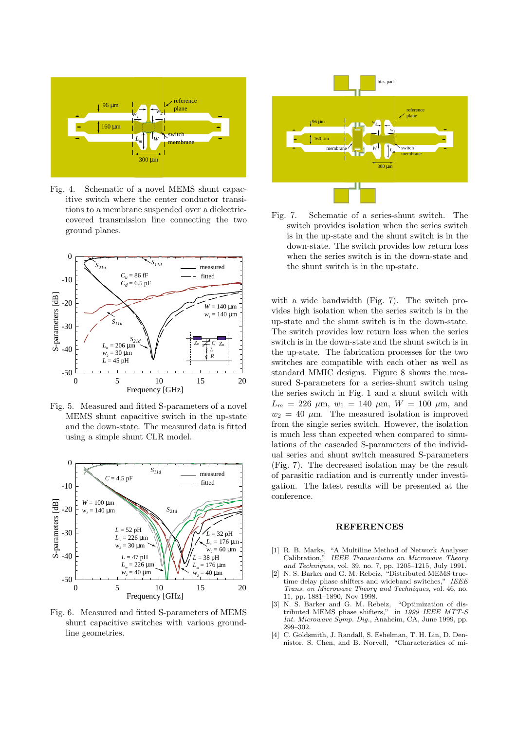Fig. 4. Schematic of a novel MEMS shunt capacitive switch where the center conductor transitions to a membrane suspended over a dielectric-covered transmission line connecting the two ground planes.

Fig. 5. Measured and fitted S-parameters of a novel MEMS shunt capacitive switch in the up-state and the down-state. The measured data is fitted using a simple shunt CLR model.

Fig. 6. Measured and fitted S-parameters of MEMS shunt capacitive switches with various ground-line geometries.

Fig. 7. Schematic of a series-shunt switch. The switch provides isolation when the series switch is in the up-state and the shunt switch is in the down-state. The switch provides low return loss when the series switch is in the down-state and the shunt switch is in the up-state.

with a wide bandwidth (Fig. 7). The switch provides high isolation when the series switch is in the up-state and the shunt switch is in the down-state. The switch provides low return loss when the series switch is in the down-state and the shunt switch is in the up-state. The fabrication processes for the two switches are compatible with each other as well as standard MMIC designs. Figure 8 shows the measured S-parameters for a series-shunt switch using the series switch in Fig. 1 and a shunt switch with $L_m$ = 226 $\mu$m, $w_1$ = 140 $\mu$m, $W$ = 100 $\mu$m, and $w_2$ = 40 $\mu$m. The measured isolation is improved from the single series switch. However, the isolation is much less than expected when compared to simulations of the cascaded S-parameters of the individual series and shunt switch measured S-parameters (Fig. 7). The decreased isolation may be the result of parasitic radiation and is currently under investigation. The latest results will be presented at the conference.

## REFERENCES

[1] R. B. Marks, "A Multiline Method of Network Analyser Calibration," *IEEE Transactions on Microwave Theory and Techniques*, vol. 39, no. 7, pp. 1205–1215, July 1991.

[2] N. S. Barker and G. M. Rebeiz, "Distributed MEMS true-time delay phase shifters and wideband switches," *IEEE Trans. on Microwave Theory and Techniques*, vol. 46, no. 11, pp. 1881–1890, Nov 1998.

[3] N. S. Barker and G. M. Rebeiz, "Optimization of distributed MEMS phase shifters," in *1999 IEEE MTT-S Int. Microwave Symp. Dig.*, Anaheim, CA, June 1999, pp. 299–302.

[4] C. Goldsmith, J. Randall, S. Eshelman, T. H. Lin, D. Dennistor, S. Chen, and B. Norvell, "Characteristics of mi-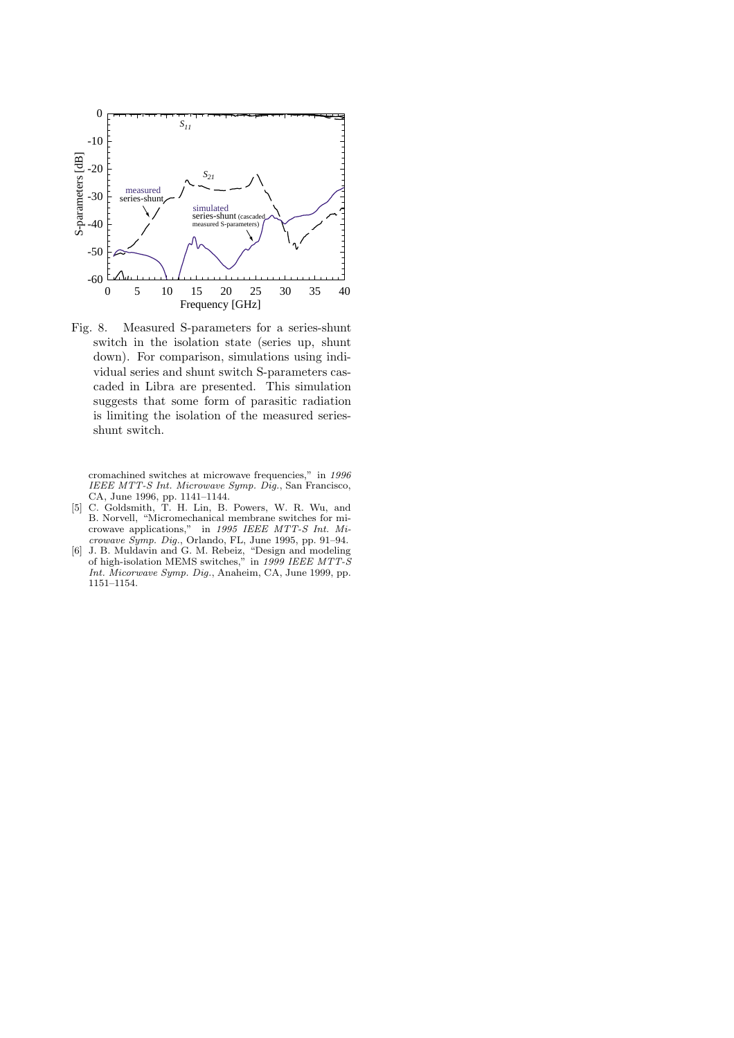0
-10
-20
-30
-40
-50
-60
0 5 10 15 20 25 30 35 40

S-parameters [dB]

Frequency [GHz]

$S_{11}$

$S_{21}$

measured
series-shunt

simulated
series-shunt (cascaded measured S-parameters)

Fig. 8. Measured S-parameters for a series-shunt switch in the isolation state (series up, shunt down). For comparison, simulations using individual series and shunt switch S-parameters cascaded in Libra are presented. This simulation suggests that some form of parasitic radiation is limiting the isolation of the measured series-shunt switch.

cromachined switches at microwave frequencies," in *1996 IEEE MTT-S Int. Microwave Symp. Dig.*, San Francisco, CA, June 1996, pp. 1141–1144.

[5] C. Goldsmith, T. H. Lin, B. Powers, W. R. Wu, and B. Norvell, "Micromechanical membrane switches for microwave applications," in *1995 IEEE MTT-S Int. Microwave Symp. Dig.*, Orlando, FL, June 1995, pp. 91–94.

[6] J. B. Muldavin and G. M. Rebeiz, "Design and modeling of high-isolation MEMS switches," in *1999 IEEE MTT-S Int. Micorwave Symp. Dig.*, Anaheim, CA, June 1999, pp. 1151–1154.